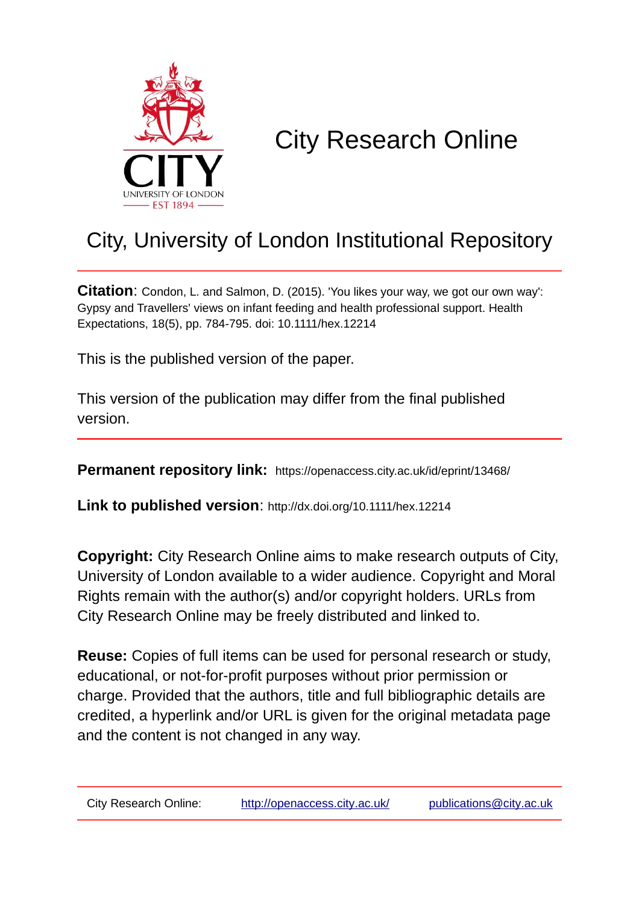# City Research Online

## City, University of London Institutional Repository

**Citation**: Condon, L. and Salmon, D. (2015). 'You likes your way, we got our own way': Gypsy and Travellers' views on infant feeding and health professional support. Health Expectations, 18(5), pp. 784-795. doi: 10.1111/hex.12214

This is the published version of the paper.

This version of the publication may differ from the final published version.

**Permanent repository link:** https://openaccess.city.ac.uk/id/eprint/13468/

**Link to published version**: http://dx.doi.org/10.1111/hex.12214

**Copyright:** City Research Online aims to make research outputs of City, University of London available to a wider audience. Copyright and Moral Rights remain with the author(s) and/or copyright holders. URLs from City Research Online may be freely distributed and linked to.

**Reuse:** Copies of full items can be used for personal research or study, educational, or not-for-profit purposes without prior permission or charge. Provided that the authors, title and full bibliographic details are credited, a hyperlink and/or URL is given for the original metadata page and the content is not changed in any way.

| City Research Online: | http://openaccess.city.ac.uk/ | publications@city.ac.uk |
|---|---|---|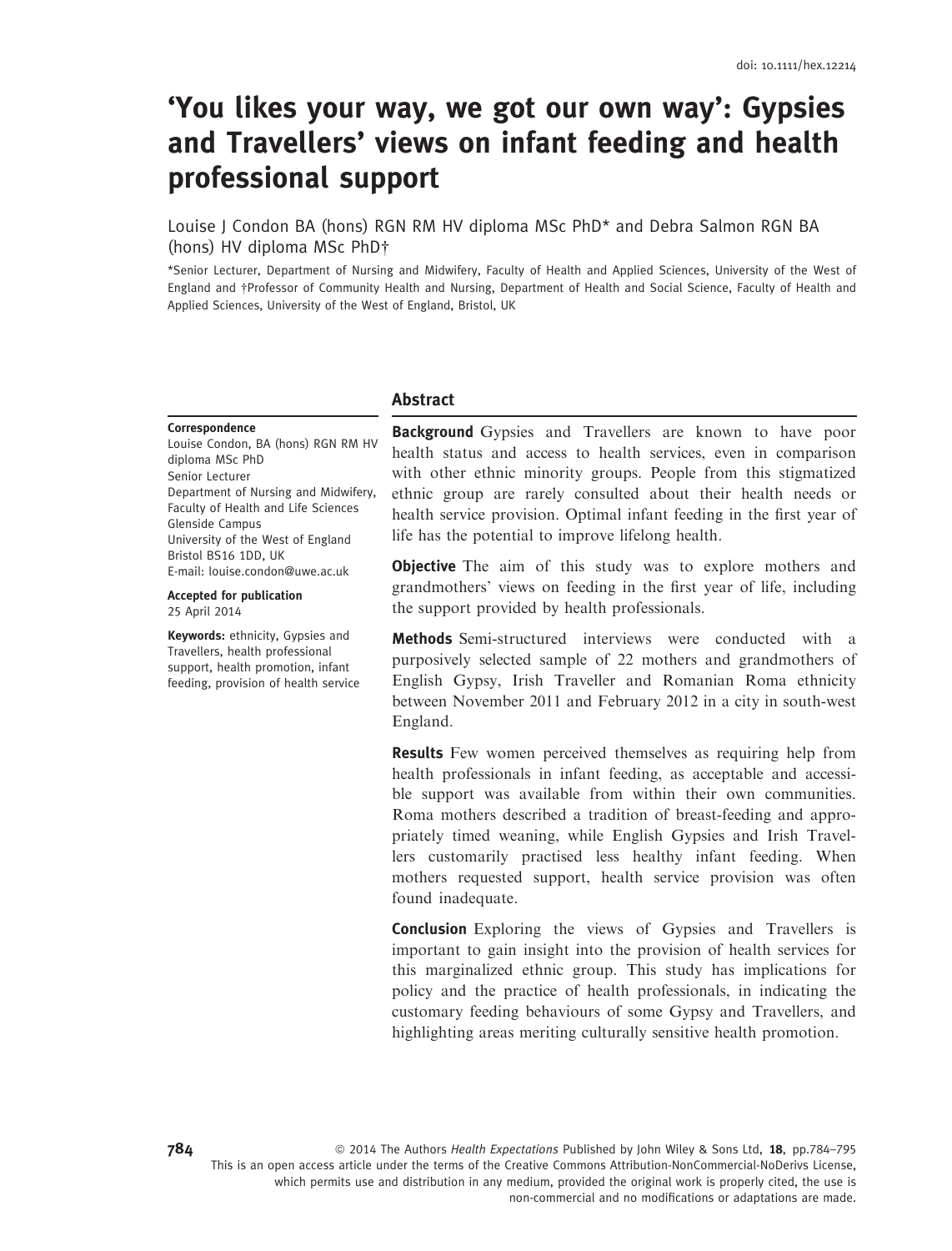# 'You likes your way, we got our own way': Gypsies and Travellers' views on infant feeding and health professional support

Louise J Condon BA (hons) RGN RM HV diploma MSc PhD* and Debra Salmon RGN BA (hons) HV diploma MSc PhD†

*Senior Lecturer, Department of Nursing and Midwifery, Faculty of Health and Applied Sciences, University of the West of England and †Professor of Community Health and Nursing, Department of Health and Social Science, Faculty of Health and Applied Sciences, University of the West of England, Bristol, UK

**Correspondence**
Louise Condon, BA (hons) RGN RM HV diploma MSc PhD
Senior Lecturer
Department of Nursing and Midwifery,
Faculty of Health and Life Sciences
Glenside Campus
University of the West of England
Bristol BS16 1DD, UK
E-mail: louise.condon@uwe.ac.uk

**Accepted for publication**
25 April 2014

**Keywords:** ethnicity, Gypsies and Travellers, health professional support, health promotion, infant feeding, provision of health service

## Abstract

**Background** Gypsies and Travellers are known to have poor health status and access to health services, even in comparison with other ethnic minority groups. People from this stigmatized ethnic group are rarely consulted about their health needs or health service provision. Optimal infant feeding in the first year of life has the potential to improve lifelong health.

**Objective** The aim of this study was to explore mothers and grandmothers' views on feeding in the first year of life, including the support provided by health professionals.

**Methods** Semi-structured interviews were conducted with a purposively selected sample of 22 mothers and grandmothers of English Gypsy, Irish Traveller and Romanian Roma ethnicity between November 2011 and February 2012 in a city in south-west England.

**Results** Few women perceived themselves as requiring help from health professionals in infant feeding, as acceptable and accessible support was available from within their own communities. Roma mothers described a tradition of breast-feeding and appropriately timed weaning, while English Gypsies and Irish Travellers customarily practised less healthy infant feeding. When mothers requested support, health service provision was often found inadequate.

**Conclusion** Exploring the views of Gypsies and Travellers is important to gain insight into the provision of health services for this marginalized ethnic group. This study has implications for policy and the practice of health professionals, in indicating the customary feeding behaviours of some Gypsy and Travellers, and highlighting areas meriting culturally sensitive health promotion.

This is an open access article under the terms of the Creative Commons Attribution-NonCommercial-NoDerivs License, which permits use and distribution in any medium, provided the original work is properly cited, the use is non-commercial and no modifications or adaptations are made.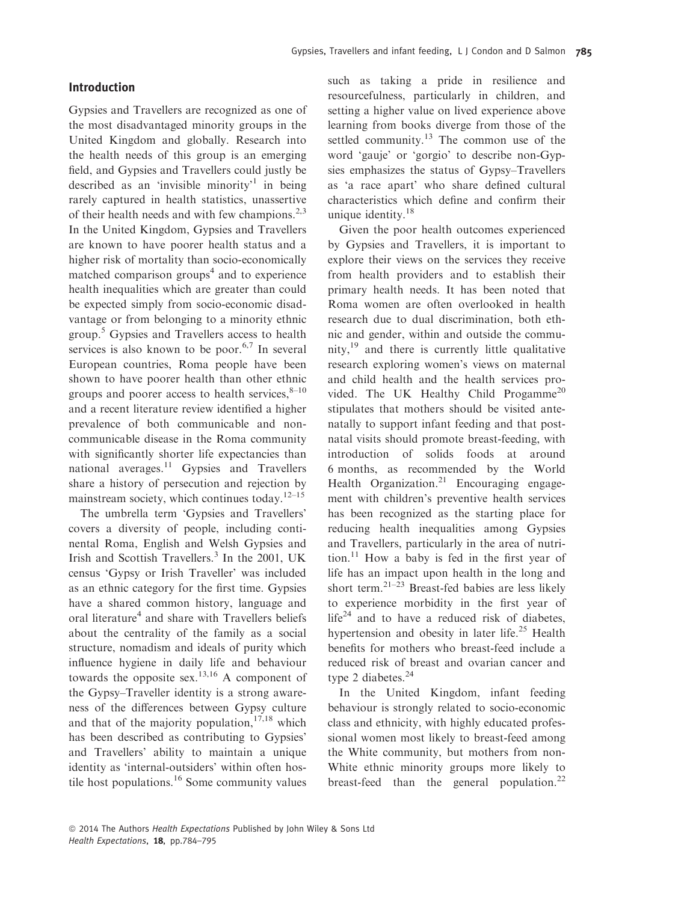## Introduction

Gypsies and Travellers are recognized as one of the most disadvantaged minority groups in the United Kingdom and globally. Research into the health needs of this group is an emerging field, and Gypsies and Travellers could justly be described as an 'invisible minority'[1] in being rarely captured in health statistics, unassertive of their health needs and with few champions.[2,3] In the United Kingdom, Gypsies and Travellers are known to have poorer health status and a higher risk of mortality than socio-economically matched comparison groups[4] and to experience health inequalities which are greater than could be expected simply from socio-economic disadvantage or from belonging to a minority ethnic group.[5] Gypsies and Travellers access to health services is also known to be poor.[6,7] In several European countries, Roma people have been shown to have poorer health than other ethnic groups and poorer access to health services,[8–10] and a recent literature review identified a higher prevalence of both communicable and non-communicable disease in the Roma community with significantly shorter life expectancies than national averages.[11] Gypsies and Travellers share a history of persecution and rejection by mainstream society, which continues today.[12–15]

The umbrella term 'Gypsies and Travellers' covers a diversity of people, including continental Roma, English and Welsh Gypsies and Irish and Scottish Travellers.[3] In the 2001, UK census 'Gypsy or Irish Traveller' was included as an ethnic category for the first time. Gypsies have a shared common history, language and oral literature[4] and share with Travellers beliefs about the centrality of the family as a social structure, nomadism and ideals of purity which influence hygiene in daily life and behaviour towards the opposite sex.[13,16] A component of the Gypsy–Traveller identity is a strong awareness of the differences between Gypsy culture and that of the majority population,[17,18] which has been described as contributing to Gypsies' and Travellers' ability to maintain a unique identity as 'internal-outsiders' within often hostile host populations.[16] Some community values such as taking a pride in resilience and resourcefulness, particularly in children, and setting a higher value on lived experience above learning from books diverge from those of the settled community.[13] The common use of the word 'gauje' or 'gorgio' to describe non-Gypsies emphasizes the status of Gypsy–Travellers as 'a race apart' who share defined cultural characteristics which define and confirm their unique identity.[18]

Given the poor health outcomes experienced by Gypsies and Travellers, it is important to explore their views on the services they receive from health providers and to establish their primary health needs. It has been noted that Roma women are often overlooked in health research due to dual discrimination, both ethnic and gender, within and outside the community,[19] and there is currently little qualitative research exploring women's views on maternal and child health and the health services provided. The UK Healthy Child Progamme[20] stipulates that mothers should be visited antenatally to support infant feeding and that postnatal visits should promote breast-feeding, with introduction of solids foods at around 6 months, as recommended by the World Health Organization.[21] Encouraging engagement with children's preventive health services has been recognized as the starting place for reducing health inequalities among Gypsies and Travellers, particularly in the area of nutrition.[11] How a baby is fed in the first year of life has an impact upon health in the long and short term.[21–23] Breast-fed babies are less likely to experience morbidity in the first year of life[24] and to have a reduced risk of diabetes, hypertension and obesity in later life.[25] Health benefits for mothers who breast-feed include a reduced risk of breast and ovarian cancer and type 2 diabetes.[24]

In the United Kingdom, infant feeding behaviour is strongly related to socio-economic class and ethnicity, with highly educated professional women most likely to breast-feed among the White community, but mothers from non-White ethnic minority groups more likely to breast-feed than the general population.[22]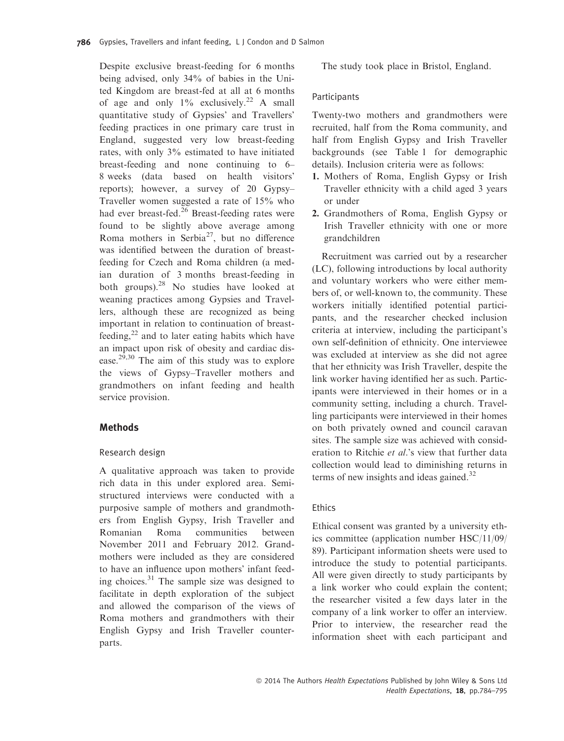Despite exclusive breast-feeding for 6 months being advised, only 34% of babies in the United Kingdom are breast-fed at all at 6 months of age and only 1% exclusively.[22] A small quantitative study of Gypsies' and Travellers' feeding practices in one primary care trust in England, suggested very low breast-feeding rates, with only 3% estimated to have initiated breast-feeding and none continuing to 6–8 weeks (data based on health visitors' reports); however, a survey of 20 Gypsy–Traveller women suggested a rate of 15% who had ever breast-fed.[26] Breast-feeding rates were found to be slightly above average among Roma mothers in Serbia[27], but no difference was identified between the duration of breast-feeding for Czech and Roma children (a median duration of 3 months breast-feeding in both groups).[28] No studies have looked at weaning practices among Gypsies and Travellers, although these are recognized as being important in relation to continuation of breast-feeding,[22] and to later eating habits which have an impact upon risk of obesity and cardiac disease.[29,30] The aim of this study was to explore the views of Gypsy–Traveller mothers and grandmothers on infant feeding and health service provision.

## Methods

### Research design

A qualitative approach was taken to provide rich data in this under explored area. Semi-structured interviews were conducted with a purposive sample of mothers and grandmothers from English Gypsy, Irish Traveller and Romanian Roma communities between November 2011 and February 2012. Grandmothers were included as they are considered to have an influence upon mothers' infant feeding choices.[31] The sample size was designed to facilitate in depth exploration of the subject and allowed the comparison of the views of Roma mothers and grandmothers with their English Gypsy and Irish Traveller counterparts.

The study took place in Bristol, England.

### Participants

Twenty-two mothers and grandmothers were recruited, half from the Roma community, and half from English Gypsy and Irish Traveller backgrounds (see Table 1 for demographic details). Inclusion criteria were as follows:

1. Mothers of Roma, English Gypsy or Irish Traveller ethnicity with a child aged 3 years or under
2. Grandmothers of Roma, English Gypsy or Irish Traveller ethnicity with one or more grandchildren

Recruitment was carried out by a researcher (LC), following introductions by local authority and voluntary workers who were either members of, or well-known to, the community. These workers initially identified potential participants, and the researcher checked inclusion criteria at interview, including the participant's own self-definition of ethnicity. One interviewee was excluded at interview as she did not agree that her ethnicity was Irish Traveller, despite the link worker having identified her as such. Participants were interviewed in their homes or in a community setting, including a church. Travelling participants were interviewed in their homes on both privately owned and council caravan sites. The sample size was achieved with consideration to Ritchie *et al.*'s view that further data collection would lead to diminishing returns in terms of new insights and ideas gained.[32]

### Ethics

Ethical consent was granted by a university ethics committee (application number HSC/11/09/89). Participant information sheets were used to introduce the study to potential participants. All were given directly to study participants by a link worker who could explain the content; the researcher visited a few days later in the company of a link worker to offer an interview. Prior to interview, the researcher read the information sheet with each participant and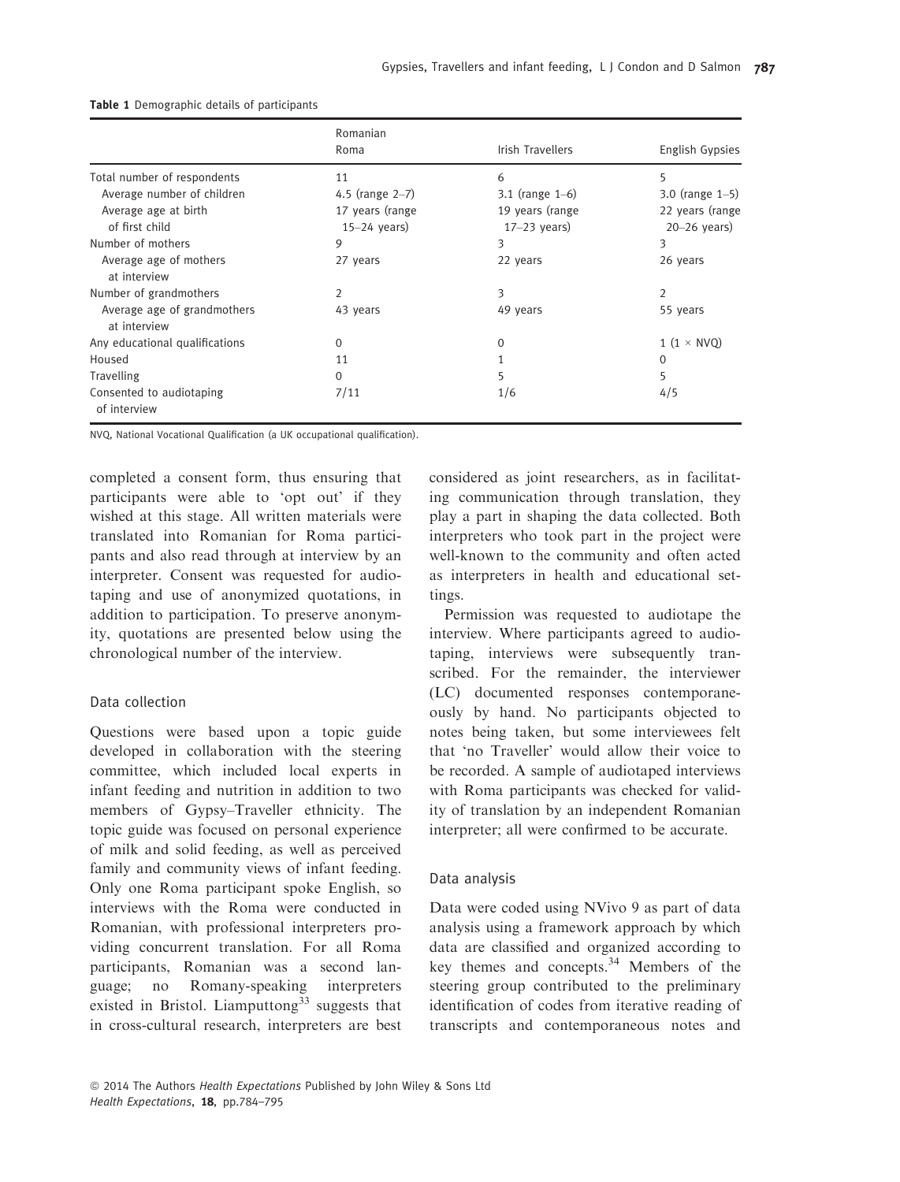**Table 1** Demographic details of participants

| | Romanian Roma | Irish Travellers | English Gypsies |
|---|---|---|---|
| Total number of respondents | 11 | 6 | 5 |
| Average number of children | 4.5 (range 2–7) | 3.1 (range 1–6) | 3.0 (range 1–5) |
| Average age at birth of first child | 17 years (range 15–24 years) | 19 years (range 17–23 years) | 22 years (range 20–26 years) |
| Number of mothers | 9 | 3 | 3 |
| Average age of mothers at interview | 27 years | 22 years | 26 years |
| Number of grandmothers | 2 | 3 | 2 |
| Average age of grandmothers at interview | 43 years | 49 years | 55 years |
| Any educational qualifications | 0 | 0 | 1 (1 × NVQ) |
| Housed | 11 | 1 | 0 |
| Travelling | 0 | 5 | 5 |
| Consented to audiotaping of interview | 7/11 | 1/6 | 4/5 |

NVQ, National Vocational Qualification (a UK occupational qualification).

completed a consent form, thus ensuring that participants were able to 'opt out' if they wished at this stage. All written materials were translated into Romanian for Roma participants and also read through at interview by an interpreter. Consent was requested for audiotaping and use of anonymized quotations, in addition to participation. To preserve anonymity, quotations are presented below using the chronological number of the interview.

### Data collection

Questions were based upon a topic guide developed in collaboration with the steering committee, which included local experts in infant feeding and nutrition in addition to two members of Gypsy–Traveller ethnicity. The topic guide was focused on personal experience of milk and solid feeding, as well as perceived family and community views of infant feeding. Only one Roma participant spoke English, so interviews with the Roma were conducted in Romanian, with professional interpreters providing concurrent translation. For all Roma participants, Romanian was a second language; no Romany-speaking interpreters existed in Bristol. Liamputtong[33] suggests that in cross-cultural research, interpreters are best considered as joint researchers, as in facilitating communication through translation, they play a part in shaping the data collected. Both interpreters who took part in the project were well-known to the community and often acted as interpreters in health and educational settings.

Permission was requested to audiotape the interview. Where participants agreed to audiotaping, interviews were subsequently transcribed. For the remainder, the interviewer (LC) documented responses contemporaneously by hand. No participants objected to notes being taken, but some interviewees felt that 'no Traveller' would allow their voice to be recorded. A sample of audiotaped interviews with Roma participants was checked for validity of translation by an independent Romanian interpreter; all were confirmed to be accurate.

### Data analysis

Data were coded using NVivo 9 as part of data analysis using a framework approach by which data are classified and organized according to key themes and concepts.[34] Members of the steering group contributed to the preliminary identification of codes from iterative reading of transcripts and contemporaneous notes and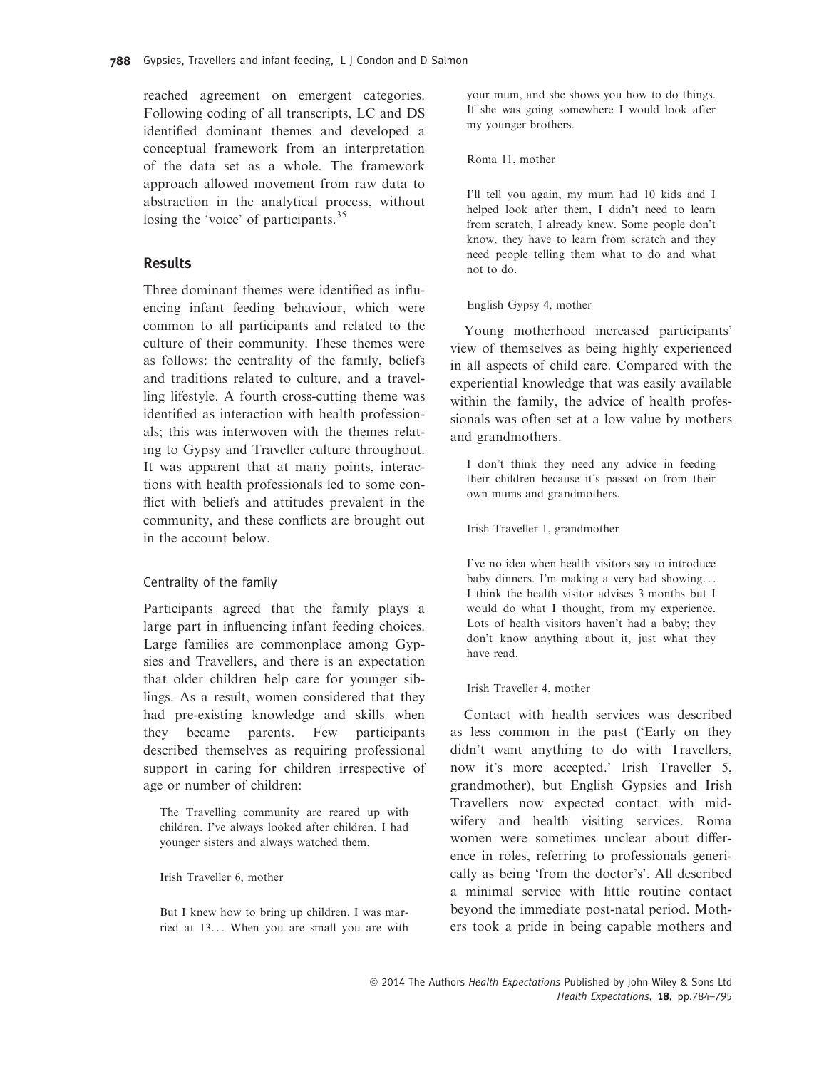reached agreement on emergent categories. Following coding of all transcripts, LC and DS identified dominant themes and developed a conceptual framework from an interpretation of the data set as a whole. The framework approach allowed movement from raw data to abstraction in the analytical process, without losing the 'voice' of participants.[35]

## Results

Three dominant themes were identified as influencing infant feeding behaviour, which were common to all participants and related to the culture of their community. These themes were as follows: the centrality of the family, beliefs and traditions related to culture, and a travelling lifestyle. A fourth cross-cutting theme was identified as interaction with health professionals; this was interwoven with the themes relating to Gypsy and Traveller culture throughout. It was apparent that at many points, interactions with health professionals led to some conflict with beliefs and attitudes prevalent in the community, and these conflicts are brought out in the account below.

### Centrality of the family

Participants agreed that the family plays a large part in influencing infant feeding choices. Large families are commonplace among Gypsies and Travellers, and there is an expectation that older children help care for younger siblings. As a result, women considered that they had pre-existing knowledge and skills when they became parents. Few participants described themselves as requiring professional support in caring for children irrespective of age or number of children:

> The Travelling community are reared up with children. I've always looked after children. I had younger sisters and always watched them.
>
> Irish Traveller 6, mother

> But I knew how to bring up children. I was married at 13... When you are small you are with your mum, and she shows you how to do things. If she was going somewhere I would look after my younger brothers.
>
> Roma 11, mother

> I'll tell you again, my mum had 10 kids and I helped look after them, I didn't need to learn from scratch, I already knew. Some people don't know, they have to learn from scratch and they need people telling them what to do and what not to do.
>
> English Gypsy 4, mother

Young motherhood increased participants' view of themselves as being highly experienced in all aspects of child care. Compared with the experiential knowledge that was easily available within the family, the advice of health professionals was often set at a low value by mothers and grandmothers.

> I don't think they need any advice in feeding their children because it's passed on from their own mums and grandmothers.
>
> Irish Traveller 1, grandmother

> I've no idea when health visitors say to introduce baby dinners. I'm making a very bad showing... I think the health visitor advises 3 months but I would do what I thought, from my experience. Lots of health visitors haven't had a baby; they don't know anything about it, just what they have read.
>
> Irish Traveller 4, mother

Contact with health services was described as less common in the past ('Early on they didn't want anything to do with Travellers, now it's more accepted.' Irish Traveller 5, grandmother), but English Gypsies and Irish Travellers now expected contact with midwifery and health visiting services. Roma women were sometimes unclear about difference in roles, referring to professionals generically as being 'from the doctor's'. All described a minimal service with little routine contact beyond the immediate post-natal period. Mothers took a pride in being capable mothers and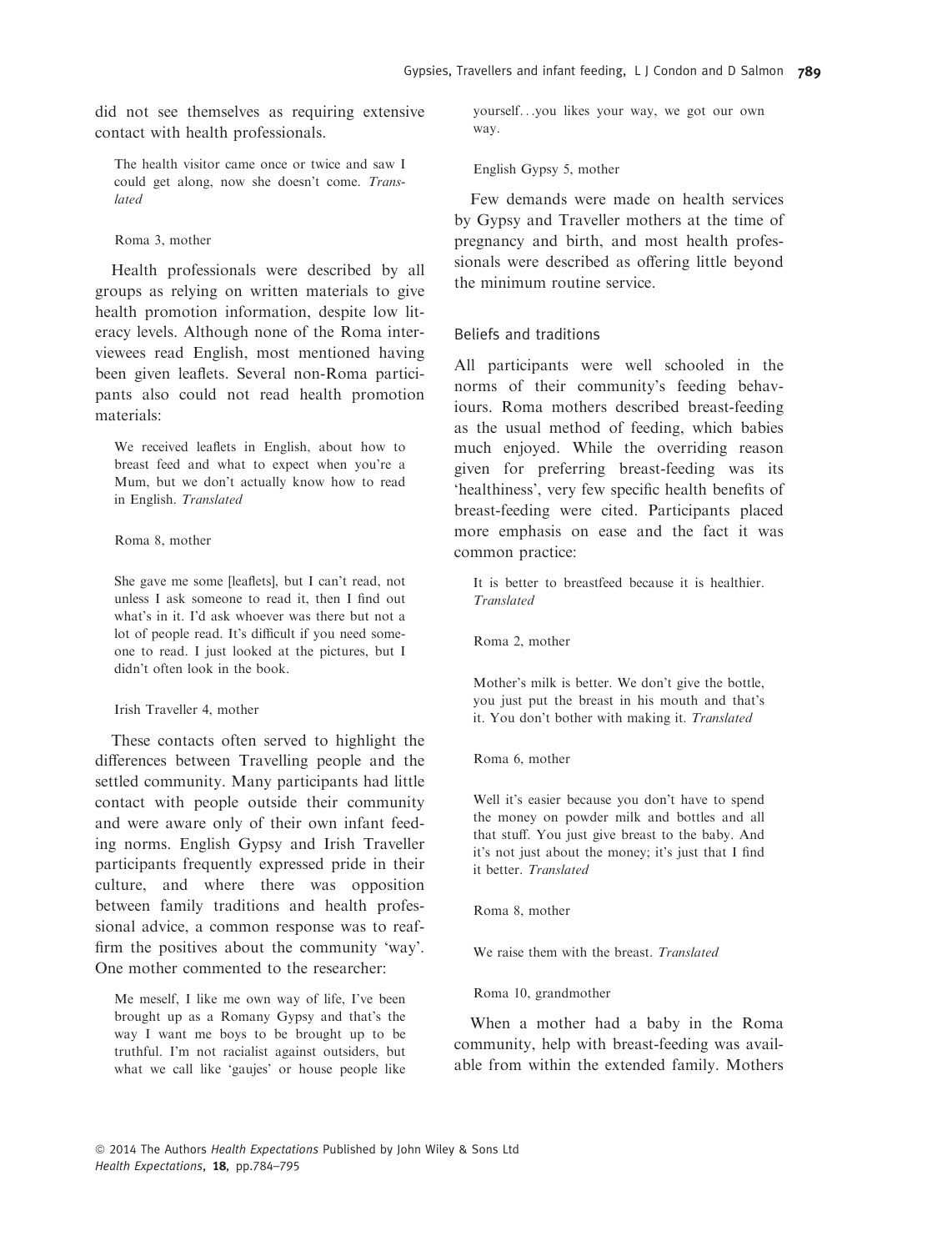did not see themselves as requiring extensive contact with health professionals.

> The health visitor came once or twice and saw I could get along, now she doesn't come. *Translated*
>
> Roma 3, mother

Health professionals were described by all groups as relying on written materials to give health promotion information, despite low literacy levels. Although none of the Roma interviewees read English, most mentioned having been given leaflets. Several non-Roma participants also could not read health promotion materials:

> We received leaflets in English, about how to breast feed and what to expect when you're a Mum, but we don't actually know how to read in English. *Translated*
>
> Roma 8, mother

> She gave me some [leaflets], but I can't read, not unless I ask someone to read it, then I find out what's in it. I'd ask whoever was there but not a lot of people read. It's difficult if you need someone to read. I just looked at the pictures, but I didn't often look in the book.
>
> Irish Traveller 4, mother

These contacts often served to highlight the differences between Travelling people and the settled community. Many participants had little contact with people outside their community and were aware only of their own infant feeding norms. English Gypsy and Irish Traveller participants frequently expressed pride in their culture, and where there was opposition between family traditions and health professional advice, a common response was to reaffirm the positives about the community 'way'. One mother commented to the researcher:

> Me meself, I like me own way of life, I've been brought up as a Romany Gypsy and that's the way I want me boys to be brought up to be truthful. I'm not racialist against outsiders, but what we call like 'gaujes' or house people like yourself…you likes your way, we got our own way.
>
> English Gypsy 5, mother

Few demands were made on health services by Gypsy and Traveller mothers at the time of pregnancy and birth, and most health professionals were described as offering little beyond the minimum routine service.

### Beliefs and traditions

All participants were well schooled in the norms of their community's feeding behaviours. Roma mothers described breast-feeding as the usual method of feeding, which babies much enjoyed. While the overriding reason given for preferring breast-feeding was its 'healthiness', very few specific health benefits of breast-feeding were cited. Participants placed more emphasis on ease and the fact it was common practice:

> It is better to breastfeed because it is healthier. *Translated*
>
> Roma 2, mother

> Mother's milk is better. We don't give the bottle, you just put the breast in his mouth and that's it. You don't bother with making it. *Translated*
>
> Roma 6, mother

> Well it's easier because you don't have to spend the money on powder milk and bottles and all that stuff. You just give breast to the baby. And it's not just about the money; it's just that I find it better. *Translated*
>
> Roma 8, mother

> We raise them with the breast. *Translated*
>
> Roma 10, grandmother

When a mother had a baby in the Roma community, help with breast-feeding was available from within the extended family. Mothers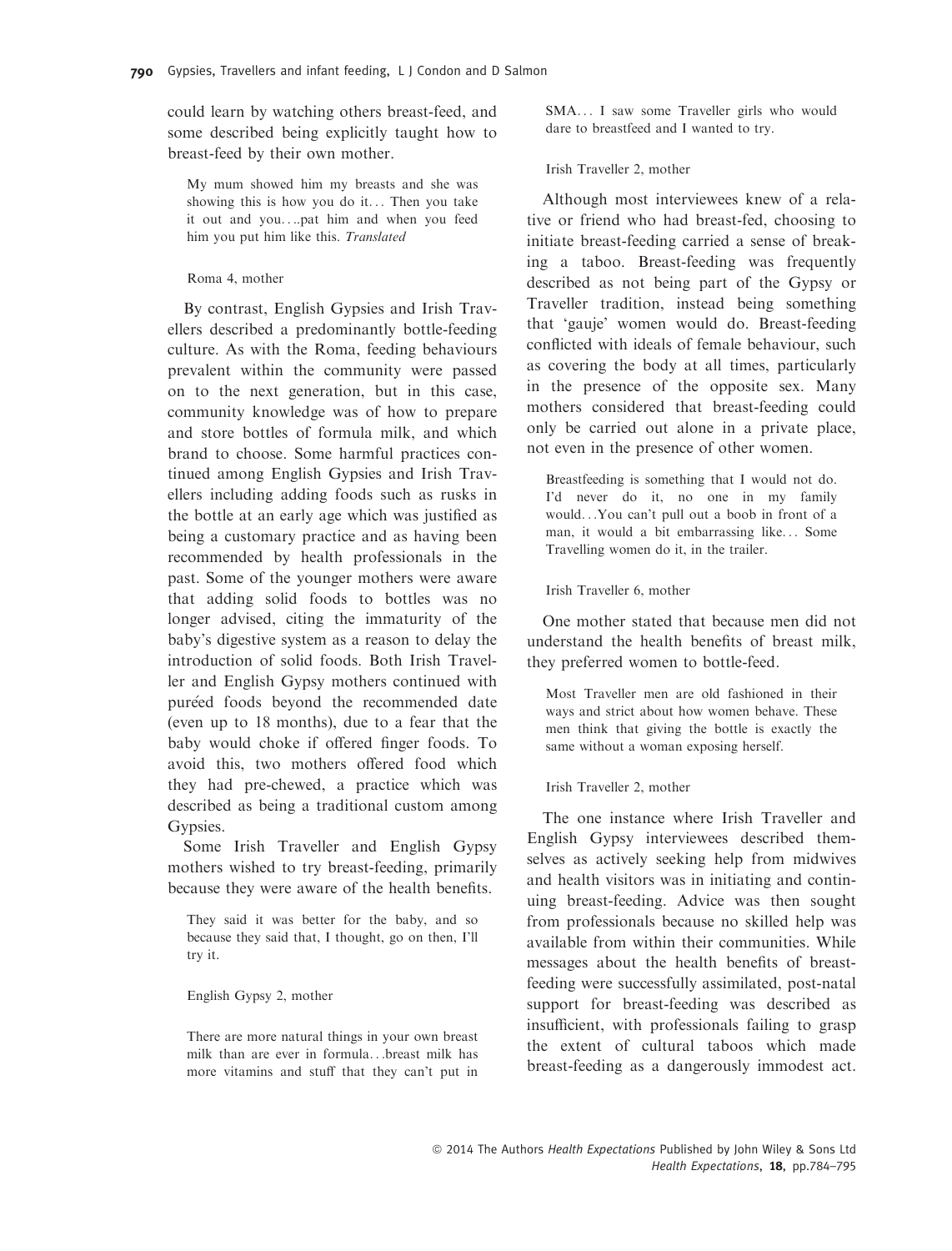could learn by watching others breast-feed, and some described being explicitly taught how to breast-feed by their own mother.

> My mum showed him my breasts and she was showing this is how you do it... Then you take it out and you....pat him and when you feed him you put him like this. *Translated*
>
> Roma 4, mother

By contrast, English Gypsies and Irish Travellers described a predominantly bottle-feeding culture. As with the Roma, feeding behaviours prevalent within the community were passed on to the next generation, but in this case, community knowledge was of how to prepare and store bottles of formula milk, and which brand to choose. Some harmful practices continued among English Gypsies and Irish Travellers including adding foods such as rusks in the bottle at an early age which was justified as being a customary practice and as having been recommended by health professionals in the past. Some of the younger mothers were aware that adding solid foods to bottles was no longer advised, citing the immaturity of the baby's digestive system as a reason to delay the introduction of solid foods. Both Irish Traveller and English Gypsy mothers continued with puréed foods beyond the recommended date (even up to 18 months), due to a fear that the baby would choke if offered finger foods. To avoid this, two mothers offered food which they had pre-chewed, a practice which was described as being a traditional custom among Gypsies.

Some Irish Traveller and English Gypsy mothers wished to try breast-feeding, primarily because they were aware of the health benefits.

> They said it was better for the baby, and so because they said that, I thought, go on then, I'll try it.
>
> English Gypsy 2, mother

> There are more natural things in your own breast milk than are ever in formula...breast milk has more vitamins and stuff that they can't put in SMA... I saw some Traveller girls who would dare to breastfeed and I wanted to try.
>
> Irish Traveller 2, mother

Although most interviewees knew of a relative or friend who had breast-fed, choosing to initiate breast-feeding carried a sense of breaking a taboo. Breast-feeding was frequently described as not being part of the Gypsy or Traveller tradition, instead being something that 'gauje' women would do. Breast-feeding conflicted with ideals of female behaviour, such as covering the body at all times, particularly in the presence of the opposite sex. Many mothers considered that breast-feeding could only be carried out alone in a private place, not even in the presence of other women.

> Breastfeeding is something that I would not do. I'd never do it, no one in my family would...You can't pull out a boob in front of a man, it would a bit embarrassing like... Some Travelling women do it, in the trailer.
>
> Irish Traveller 6, mother

One mother stated that because men did not understand the health benefits of breast milk, they preferred women to bottle-feed.

> Most Traveller men are old fashioned in their ways and strict about how women behave. These men think that giving the bottle is exactly the same without a woman exposing herself.
>
> Irish Traveller 2, mother

The one instance where Irish Traveller and English Gypsy interviewees described themselves as actively seeking help from midwives and health visitors was in initiating and continuing breast-feeding. Advice was then sought from professionals because no skilled help was available from within their communities. While messages about the health benefits of breast-feeding were successfully assimilated, post-natal support for breast-feeding was described as insufficient, with professionals failing to grasp the extent of cultural taboos which made breast-feeding as a dangerously immodest act.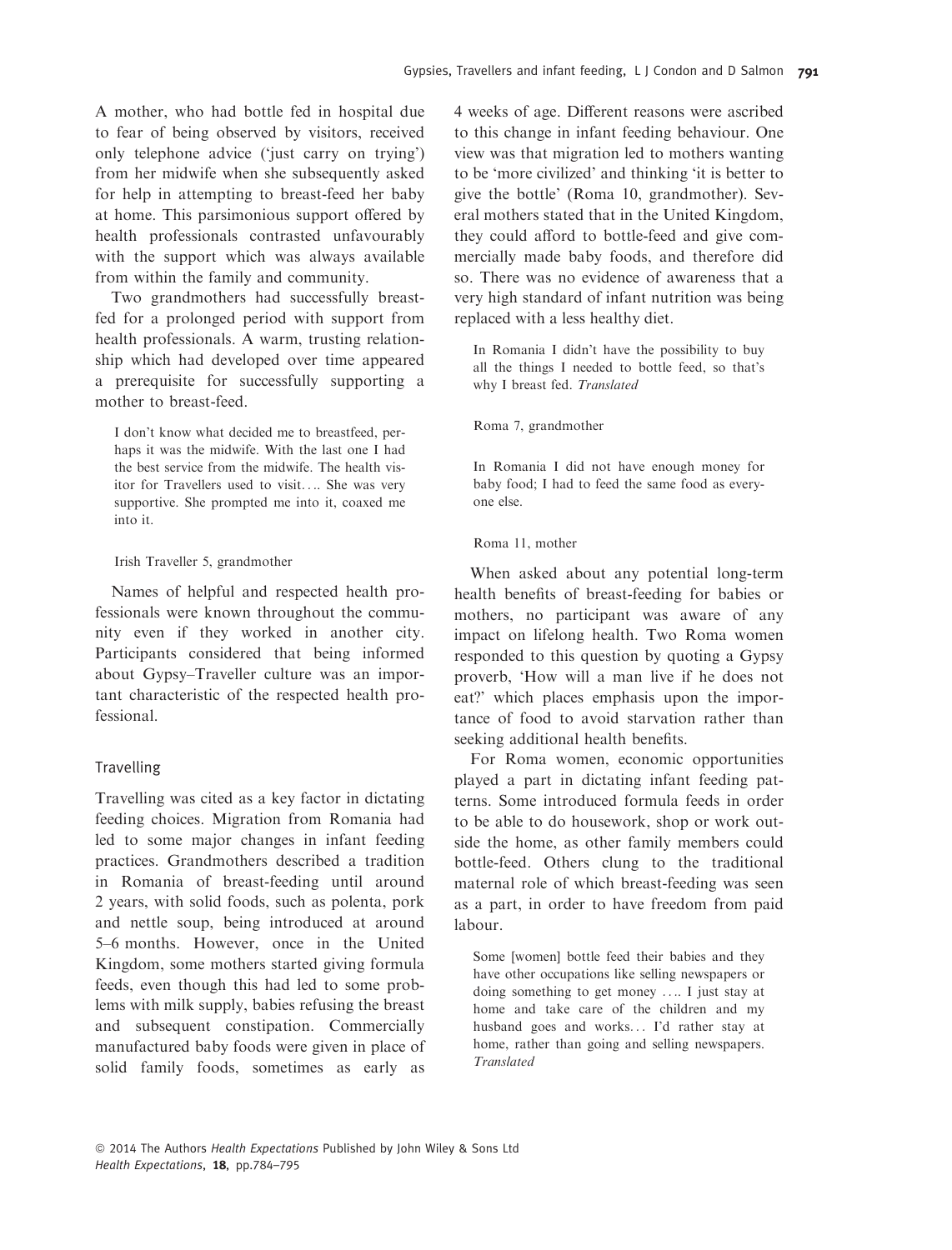A mother, who had bottle fed in hospital due to fear of being observed by visitors, received only telephone advice ('just carry on trying') from her midwife when she subsequently asked for help in attempting to breast-feed her baby at home. This parsimonious support offered by health professionals contrasted unfavourably with the support which was always available from within the family and community.

Two grandmothers had successfully breast-fed for a prolonged period with support from health professionals. A warm, trusting relationship which had developed over time appeared a prerequisite for successfully supporting a mother to breast-feed.

> I don't know what decided me to breastfeed, perhaps it was the midwife. With the last one I had the best service from the midwife. The health visitor for Travellers used to visit…. She was very supportive. She prompted me into it, coaxed me into it.
>
> Irish Traveller 5, grandmother

Names of helpful and respected health professionals were known throughout the community even if they worked in another city. Participants considered that being informed about Gypsy–Traveller culture was an important characteristic of the respected health professional.

### Travelling

Travelling was cited as a key factor in dictating feeding choices. Migration from Romania had led to some major changes in infant feeding practices. Grandmothers described a tradition in Romania of breast-feeding until around 2 years, with solid foods, such as polenta, pork and nettle soup, being introduced at around 5–6 months. However, once in the United Kingdom, some mothers started giving formula feeds, even though this had led to some problems with milk supply, babies refusing the breast and subsequent constipation. Commercially manufactured baby foods were given in place of solid family foods, sometimes as early as 4 weeks of age. Different reasons were ascribed to this change in infant feeding behaviour. One view was that migration led to mothers wanting to be 'more civilized' and thinking 'it is better to give the bottle' (Roma 10, grandmother). Several mothers stated that in the United Kingdom, they could afford to bottle-feed and give commercially made baby foods, and therefore did so. There was no evidence of awareness that a very high standard of infant nutrition was being replaced with a less healthy diet.

> In Romania I didn't have the possibility to buy all the things I needed to bottle feed, so that's why I breast fed. *Translated*
>
> Roma 7, grandmother

> In Romania I did not have enough money for baby food; I had to feed the same food as everyone else.
>
> Roma 11, mother

When asked about any potential long-term health benefits of breast-feeding for babies or mothers, no participant was aware of any impact on lifelong health. Two Roma women responded to this question by quoting a Gypsy proverb, 'How will a man live if he does not eat?' which places emphasis upon the importance of food to avoid starvation rather than seeking additional health benefits.

For Roma women, economic opportunities played a part in dictating infant feeding patterns. Some introduced formula feeds in order to be able to do housework, shop or work outside the home, as other family members could bottle-feed. Others clung to the traditional maternal role of which breast-feeding was seen as a part, in order to have freedom from paid labour.

> Some [women] bottle feed their babies and they have other occupations like selling newspapers or doing something to get money …. I just stay at home and take care of the children and my husband goes and works… I'd rather stay at home, rather than going and selling newspapers. *Translated*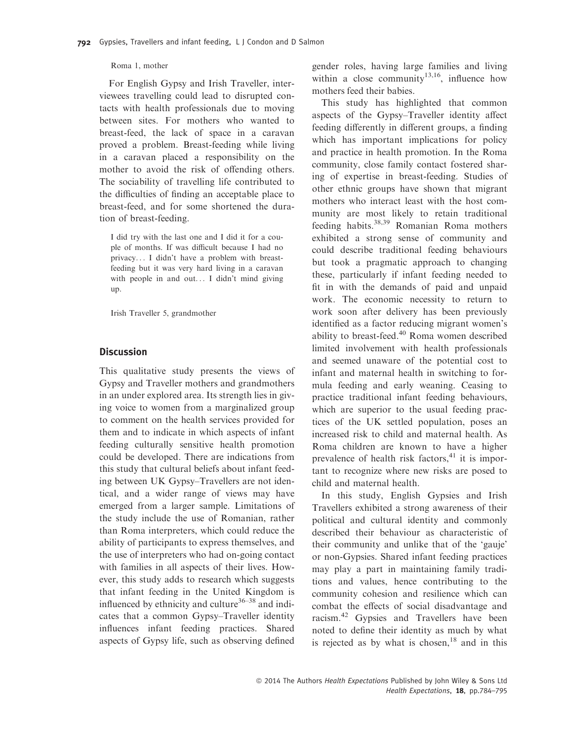Roma 1, mother

For English Gypsy and Irish Traveller, interviewees travelling could lead to disrupted contacts with health professionals due to moving between sites. For mothers who wanted to breast-feed, the lack of space in a caravan proved a problem. Breast-feeding while living in a caravan placed a responsibility on the mother to avoid the risk of offending others. The sociability of travelling life contributed to the difficulties of finding an acceptable place to breast-feed, and for some shortened the duration of breast-feeding.

> I did try with the last one and I did it for a couple of months. If was difficult because I had no privacy… I didn't have a problem with breast-feeding but it was very hard living in a caravan with people in and out… I didn't mind giving up.
>
> Irish Traveller 5, grandmother

## Discussion

This qualitative study presents the views of Gypsy and Traveller mothers and grandmothers in an under explored area. Its strength lies in giving voice to women from a marginalized group to comment on the health services provided for them and to indicate in which aspects of infant feeding culturally sensitive health promotion could be developed. There are indications from this study that cultural beliefs about infant feeding between UK Gypsy–Travellers are not identical, and a wider range of views may have emerged from a larger sample. Limitations of the study include the use of Romanian, rather than Roma interpreters, which could reduce the ability of participants to express themselves, and the use of interpreters who had on-going contact with families in all aspects of their lives. However, this study adds to research which suggests that infant feeding in the United Kingdom is influenced by ethnicity and culture[36–38] and indicates that a common Gypsy–Traveller identity influences infant feeding practices. Shared aspects of Gypsy life, such as observing defined gender roles, having large families and living within a close community[13,16], influence how mothers feed their babies.

This study has highlighted that common aspects of the Gypsy–Traveller identity affect feeding differently in different groups, a finding which has important implications for policy and practice in health promotion. In the Roma community, close family contact fostered sharing of expertise in breast-feeding. Studies of other ethnic groups have shown that migrant mothers who interact least with the host community are most likely to retain traditional feeding habits.[38,39] Romanian Roma mothers exhibited a strong sense of community and could describe traditional feeding behaviours but took a pragmatic approach to changing these, particularly if infant feeding needed to fit in with the demands of paid and unpaid work. The economic necessity to return to work soon after delivery has been previously identified as a factor reducing migrant women's ability to breast-feed.[40] Roma women described limited involvement with health professionals and seemed unaware of the potential cost to infant and maternal health in switching to formula feeding and early weaning. Ceasing to practice traditional infant feeding behaviours, which are superior to the usual feeding practices of the UK settled population, poses an increased risk to child and maternal health. As Roma children are known to have a higher prevalence of health risk factors,[41] it is important to recognize where new risks are posed to child and maternal health.

In this study, English Gypsies and Irish Travellers exhibited a strong awareness of their political and cultural identity and commonly described their behaviour as characteristic of their community and unlike that of the 'gauje' or non-Gypsies. Shared infant feeding practices may play a part in maintaining family traditions and values, hence contributing to the community cohesion and resilience which can combat the effects of social disadvantage and racism.[42] Gypsies and Travellers have been noted to define their identity as much by what is rejected as by what is chosen,[18] and in this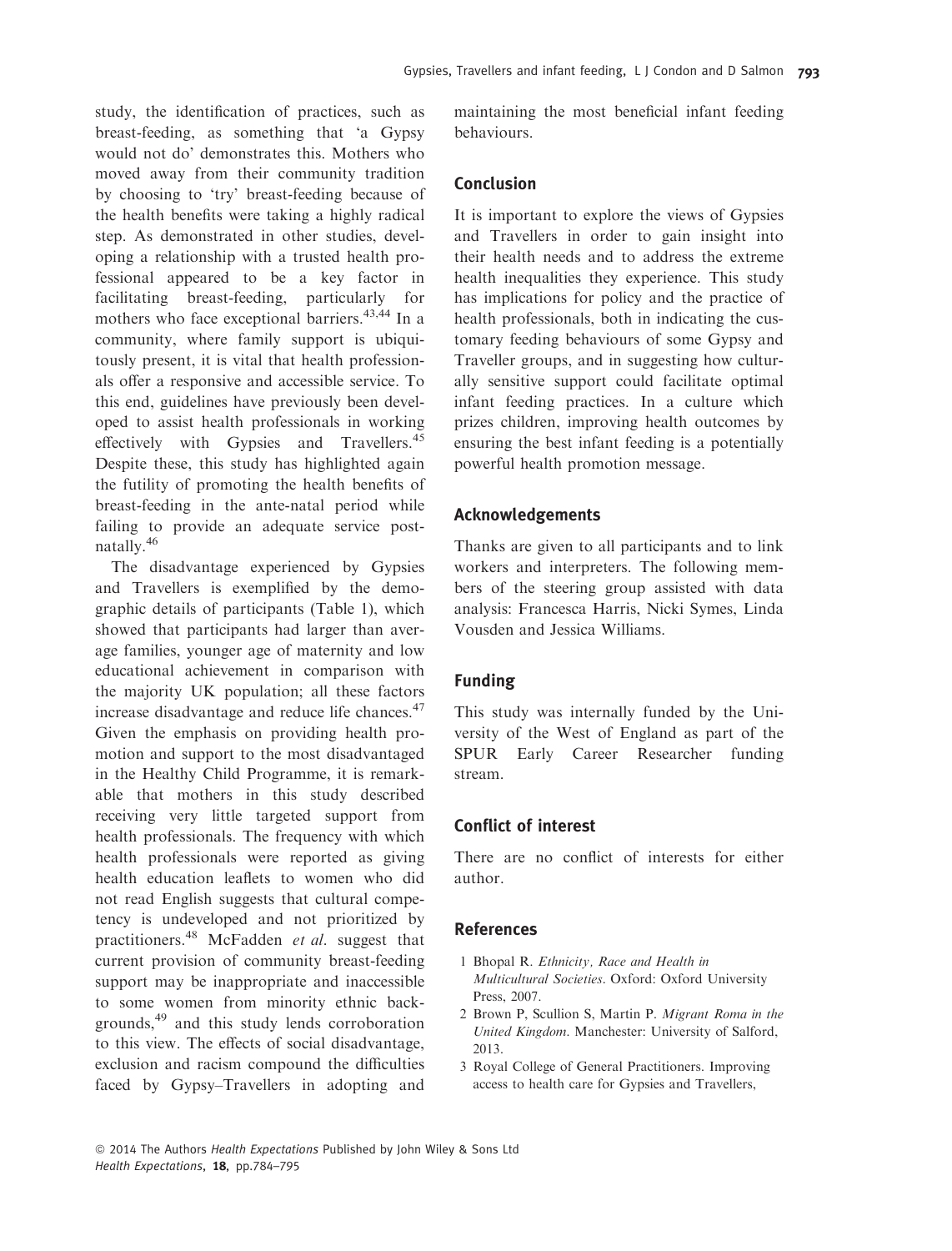study, the identification of practices, such as breast-feeding, as something that 'a Gypsy would not do' demonstrates this. Mothers who moved away from their community tradition by choosing to 'try' breast-feeding because of the health benefits were taking a highly radical step. As demonstrated in other studies, developing a relationship with a trusted health professional appeared to be a key factor in facilitating breast-feeding, particularly for mothers who face exceptional barriers.[43,44] In a community, where family support is ubiquitously present, it is vital that health professionals offer a responsive and accessible service. To this end, guidelines have previously been developed to assist health professionals in working effectively with Gypsies and Travellers.[45] Despite these, this study has highlighted again the futility of promoting the health benefits of breast-feeding in the ante-natal period while failing to provide an adequate service post-natally.[46]

The disadvantage experienced by Gypsies and Travellers is exemplified by the demographic details of participants (Table 1), which showed that participants had larger than average families, younger age of maternity and low educational achievement in comparison with the majority UK population; all these factors increase disadvantage and reduce life chances.[47] Given the emphasis on providing health promotion and support to the most disadvantaged in the Healthy Child Programme, it is remarkable that mothers in this study described receiving very little targeted support from health professionals. The frequency with which health professionals were reported as giving health education leaflets to women who did not read English suggests that cultural competency is undeveloped and not prioritized by practitioners.[48] McFadden *et al*. suggest that current provision of community breast-feeding support may be inappropriate and inaccessible to some women from minority ethnic backgrounds,[49] and this study lends corroboration to this view. The effects of social disadvantage, exclusion and racism compound the difficulties faced by Gypsy–Travellers in adopting and maintaining the most beneficial infant feeding behaviours.

## Conclusion

It is important to explore the views of Gypsies and Travellers in order to gain insight into their health needs and to address the extreme health inequalities they experience. This study has implications for policy and the practice of health professionals, both in indicating the customary feeding behaviours of some Gypsy and Traveller groups, and in suggesting how culturally sensitive support could facilitate optimal infant feeding practices. In a culture which prizes children, improving health outcomes by ensuring the best infant feeding is a potentially powerful health promotion message.

## Acknowledgements

Thanks are given to all participants and to link workers and interpreters. The following members of the steering group assisted with data analysis: Francesca Harris, Nicki Symes, Linda Vousden and Jessica Williams.

## Funding

This study was internally funded by the University of the West of England as part of the SPUR Early Career Researcher funding stream.

## Conflict of interest

There are no conflict of interests for either author.

## References

1 Bhopal R. *Ethnicity, Race and Health in Multicultural Societies*. Oxford: Oxford University Press, 2007.

2 Brown P, Scullion S, Martin P. *Migrant Roma in the United Kingdom*. Manchester: University of Salford, 2013.

3 Royal College of General Practitioners. Improving access to health care for Gypsies and Travellers,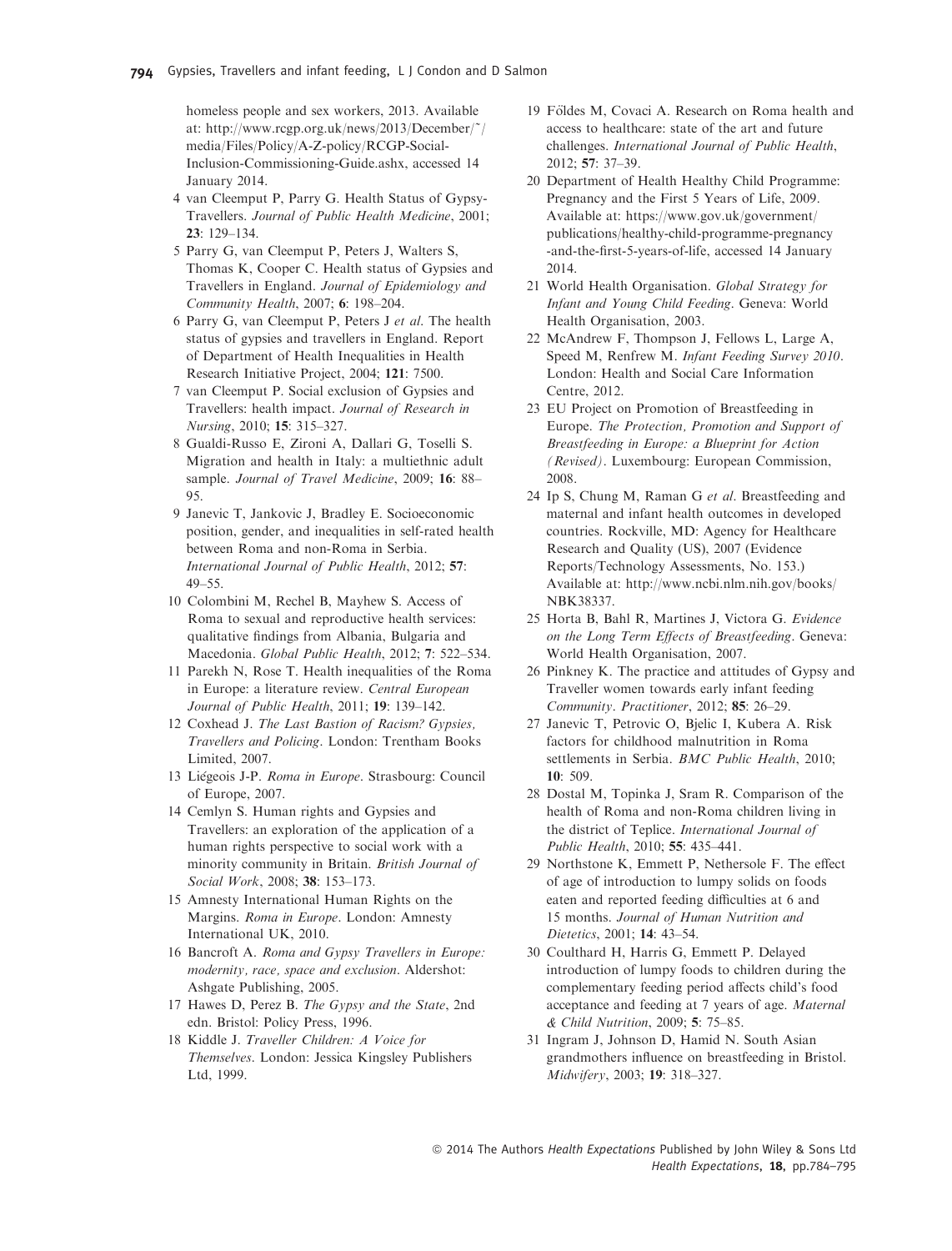homeless people and sex workers, 2013. Available at: http://www.rcgp.org.uk/news/2013/December/~/media/Files/Policy/A-Z-policy/RCGP-Social-Inclusion-Commissioning-Guide.ashx, accessed 14 January 2014.

4 van Cleemput P, Parry G. Health Status of Gypsy-Travellers. *Journal of Public Health Medicine*, 2001; **23**: 129–134.

5 Parry G, van Cleemput P, Peters J, Walters S, Thomas K, Cooper C. Health status of Gypsies and Travellers in England. *Journal of Epidemiology and Community Health*, 2007; **6**: 198–204.

6 Parry G, van Cleemput P, Peters J *et al*. The health status of gypsies and travellers in England. Report of Department of Health Inequalities in Health Research Initiative Project, 2004; **121**: 7500.

7 van Cleemput P. Social exclusion of Gypsies and Travellers: health impact. *Journal of Research in Nursing*, 2010; **15**: 315–327.

8 Gualdi-Russo E, Zironi A, Dallari G, Toselli S. Migration and health in Italy: a multiethnic adult sample. *Journal of Travel Medicine*, 2009; **16**: 88–95.

9 Janevic T, Jankovic J, Bradley E. Socioeconomic position, gender, and inequalities in self-rated health between Roma and non-Roma in Serbia. *International Journal of Public Health*, 2012; **57**: 49–55.

10 Colombini M, Rechel B, Mayhew S. Access of Roma to sexual and reproductive health services: qualitative findings from Albania, Bulgaria and Macedonia. *Global Public Health*, 2012; **7**: 522–534.

11 Parekh N, Rose T. Health inequalities of the Roma in Europe: a literature review. *Central European Journal of Public Health*, 2011; **19**: 139–142.

12 Coxhead J. *The Last Bastion of Racism? Gypsies, Travellers and Policing*. London: Trentham Books Limited, 2007.

13 Liégeois J-P. *Roma in Europe*. Strasbourg: Council of Europe, 2007.

14 Cemlyn S. Human rights and Gypsies and Travellers: an exploration of the application of a human rights perspective to social work with a minority community in Britain. *British Journal of Social Work*, 2008; **38**: 153–173.

15 Amnesty International Human Rights on the Margins. *Roma in Europe*. London: Amnesty International UK, 2010.

16 Bancroft A. *Roma and Gypsy Travellers in Europe: modernity, race, space and exclusion*. Aldershot: Ashgate Publishing, 2005.

17 Hawes D, Perez B. *The Gypsy and the State*, 2nd edn. Bristol: Policy Press, 1996.

18 Kiddle J. *Traveller Children: A Voice for Themselves*. London: Jessica Kingsley Publishers Ltd, 1999.

19 Földes M, Covaci A. Research on Roma health and access to healthcare: state of the art and future challenges. *International Journal of Public Health*, 2012; **57**: 37–39.

20 Department of Health Healthy Child Programme: Pregnancy and the First 5 Years of Life, 2009. Available at: https://www.gov.uk/government/publications/healthy-child-programme-pregnancy-and-the-first-5-years-of-life, accessed 14 January 2014.

21 World Health Organisation. *Global Strategy for Infant and Young Child Feeding*. Geneva: World Health Organisation, 2003.

22 McAndrew F, Thompson J, Fellows L, Large A, Speed M, Renfrew M. *Infant Feeding Survey 2010*. London: Health and Social Care Information Centre, 2012.

23 EU Project on Promotion of Breastfeeding in Europe. *The Protection, Promotion and Support of Breastfeeding in Europe: a Blueprint for Action (Revised)*. Luxembourg: European Commission, 2008.

24 Ip S, Chung M, Raman G *et al*. Breastfeeding and maternal and infant health outcomes in developed countries. Rockville, MD: Agency for Healthcare Research and Quality (US), 2007 (Evidence Reports/Technology Assessments, No. 153.) Available at: http://www.ncbi.nlm.nih.gov/books/NBK38337.

25 Horta B, Bahl R, Martines J, Victora G. *Evidence on the Long Term Effects of Breastfeeding*. Geneva: World Health Organisation, 2007.

26 Pinkney K. The practice and attitudes of Gypsy and Traveller women towards early infant feeding *Community*. *Practitioner*, 2012; **85**: 26–29.

27 Janevic T, Petrovic O, Bjelic I, Kubera A. Risk factors for childhood malnutrition in Roma settlements in Serbia. *BMC Public Health*, 2010; **10**: 509.

28 Dostal M, Topinka J, Sram R. Comparison of the health of Roma and non-Roma children living in the district of Teplice. *International Journal of Public Health*, 2010; **55**: 435–441.

29 Northstone K, Emmett P, Nethersole F. The effect of age of introduction to lumpy solids on foods eaten and reported feeding difficulties at 6 and 15 months. *Journal of Human Nutrition and Dietetics*, 2001; **14**: 43–54.

30 Coulthard H, Harris G, Emmett P. Delayed introduction of lumpy foods to children during the complementary feeding period affects child's food acceptance and feeding at 7 years of age. *Maternal & Child Nutrition*, 2009; **5**: 75–85.

31 Ingram J, Johnson D, Hamid N. South Asian grandmothers influence on breastfeeding in Bristol. *Midwifery*, 2003; **19**: 318–327.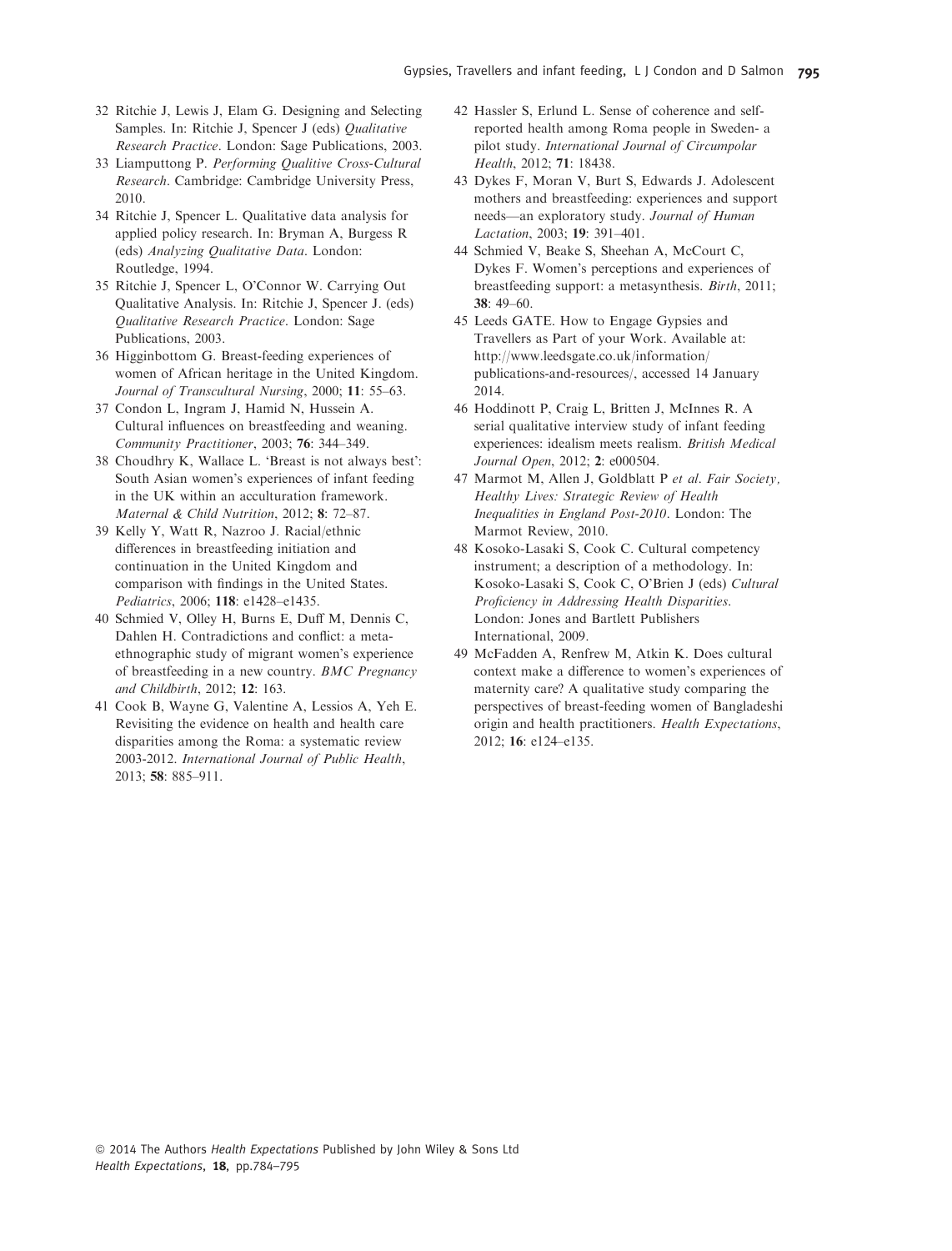32 Ritchie J, Lewis J, Elam G. Designing and Selecting Samples. In: Ritchie J, Spencer J (eds) *Qualitative Research Practice*. London: Sage Publications, 2003.

33 Liamputtong P. *Performing Qualitive Cross-Cultural Research*. Cambridge: Cambridge University Press, 2010.

34 Ritchie J, Spencer L. Qualitative data analysis for applied policy research. In: Bryman A, Burgess R (eds) *Analyzing Qualitative Data*. London: Routledge, 1994.

35 Ritchie J, Spencer L, O'Connor W. Carrying Out Qualitative Analysis. In: Ritchie J, Spencer J. (eds) *Qualitative Research Practice*. London: Sage Publications, 2003.

36 Higginbottom G. Breast-feeding experiences of women of African heritage in the United Kingdom. *Journal of Transcultural Nursing*, 2000; **11**: 55–63.

37 Condon L, Ingram J, Hamid N, Hussein A. Cultural influences on breastfeeding and weaning. *Community Practitioner*, 2003; **76**: 344–349.

38 Choudhry K, Wallace L. 'Breast is not always best': South Asian women's experiences of infant feeding in the UK within an acculturation framework. *Maternal & Child Nutrition*, 2012; **8**: 72–87.

39 Kelly Y, Watt R, Nazroo J. Racial/ethnic differences in breastfeeding initiation and continuation in the United Kingdom and comparison with findings in the United States. *Pediatrics*, 2006; **118**: e1428–e1435.

40 Schmied V, Olley H, Burns E, Duff M, Dennis C, Dahlen H. Contradictions and conflict: a meta-ethnographic study of migrant women's experience of breastfeeding in a new country. *BMC Pregnancy and Childbirth*, 2012; **12**: 163.

41 Cook B, Wayne G, Valentine A, Lessios A, Yeh E. Revisiting the evidence on health and health care disparities among the Roma: a systematic review 2003-2012. *International Journal of Public Health*, 2013; **58**: 885–911.

42 Hassler S, Erlund L. Sense of coherence and self-reported health among Roma people in Sweden- a pilot study. *International Journal of Circumpolar Health*, 2012; **71**: 18438.

43 Dykes F, Moran V, Burt S, Edwards J. Adolescent mothers and breastfeeding: experiences and support needs—an exploratory study. *Journal of Human Lactation*, 2003; **19**: 391–401.

44 Schmied V, Beake S, Sheehan A, McCourt C, Dykes F. Women's perceptions and experiences of breastfeeding support: a metasynthesis. *Birth*, 2011; **38**: 49–60.

45 Leeds GATE. How to Engage Gypsies and Travellers as Part of your Work. Available at: http://www.leedsgate.co.uk/information/publications-and-resources/, accessed 14 January 2014.

46 Hoddinott P, Craig L, Britten J, McInnes R. A serial qualitative interview study of infant feeding experiences: idealism meets realism. *British Medical Journal Open*, 2012; **2**: e000504.

47 Marmot M, Allen J, Goldblatt P *et al*. *Fair Society, Healthy Lives: Strategic Review of Health Inequalities in England Post-2010*. London: The Marmot Review, 2010.

48 Kosoko-Lasaki S, Cook C. Cultural competency instrument; a description of a methodology. In: Kosoko-Lasaki S, Cook C, O'Brien J (eds) *Cultural Proficiency in Addressing Health Disparities*. London: Jones and Bartlett Publishers International, 2009.

49 McFadden A, Renfrew M, Atkin K. Does cultural context make a difference to women's experiences of maternity care? A qualitative study comparing the perspectives of breast-feeding women of Bangladeshi origin and health practitioners. *Health Expectations*, 2012; **16**: e124–e135.